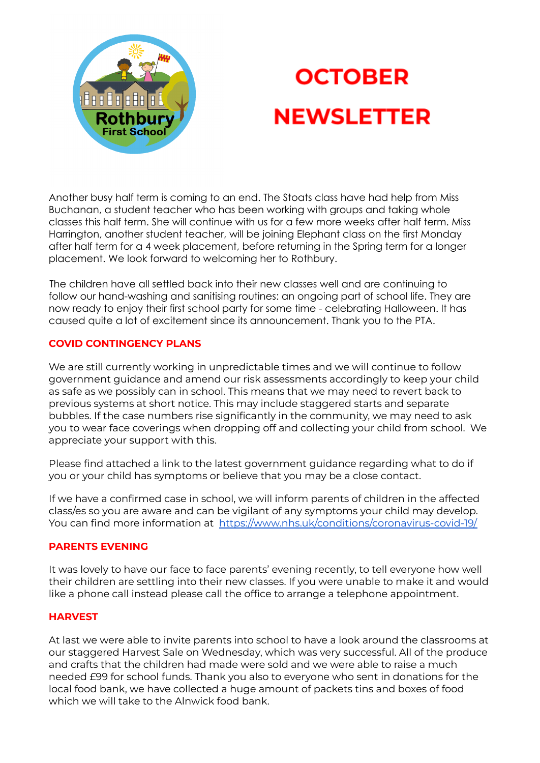# OCTOBER NEWSLETTER

Another busy half term is coming to an end. The Stoats class have had help from Miss Buchanan, a student teacher who has been working with groups and taking whole classes this half term. She will continue with us for a few more weeks after half term. Miss Harrington, another student teacher, will be joining Elephant class on the first Monday after half term for a 4 week placement, before returning in the Spring term for a longer placement. We look forward to welcoming her to Rothbury.

The children have all settled back into their new classes well and are continuing to follow our hand-washing and sanitising routines: an ongoing part of school life. They are now ready to enjoy their first school party for some time - celebrating Halloween. It has caused quite a lot of excitement since its announcement. Thank you to the PTA.

## COVID CONTINGENCY PLANS

We are still currently working in unpredictable times and we will continue to follow government guidance and amend our risk assessments accordingly to keep your child as safe as we possibly can in school. This means that we may need to revert back to previous systems at short notice. This may include staggered starts and separate bubbles. If the case numbers rise significantly in the community, we may need to ask you to wear face coverings when dropping off and collecting your child from school. We appreciate your support with this.

Please find attached a link to the latest government guidance regarding what to do if you or your child has symptoms or believe that you may be a close contact.

If we have a confirmed case in school, we will inform parents of children in the affected class/es so you are aware and can be vigilant of any symptoms your child may develop. You can find more information at https://www.nhs.uk/conditions/coronavirus-covid-19/

## PARENTS EVENING

It was lovely to have our face to face parents' evening recently, to tell everyone how well their children are settling into their new classes. If you were unable to make it and would like a phone call instead please call the office to arrange a telephone appointment.

## HARVEST

At last we were able to invite parents into school to have a look around the classrooms at our staggered Harvest Sale on Wednesday, which was very successful. All of the produce and crafts that the children had made were sold and we were able to raise a much needed £99 for school funds. Thank you also to everyone who sent in donations for the local food bank, we have collected a huge amount of packets tins and boxes of food which we will take to the Alnwick food bank.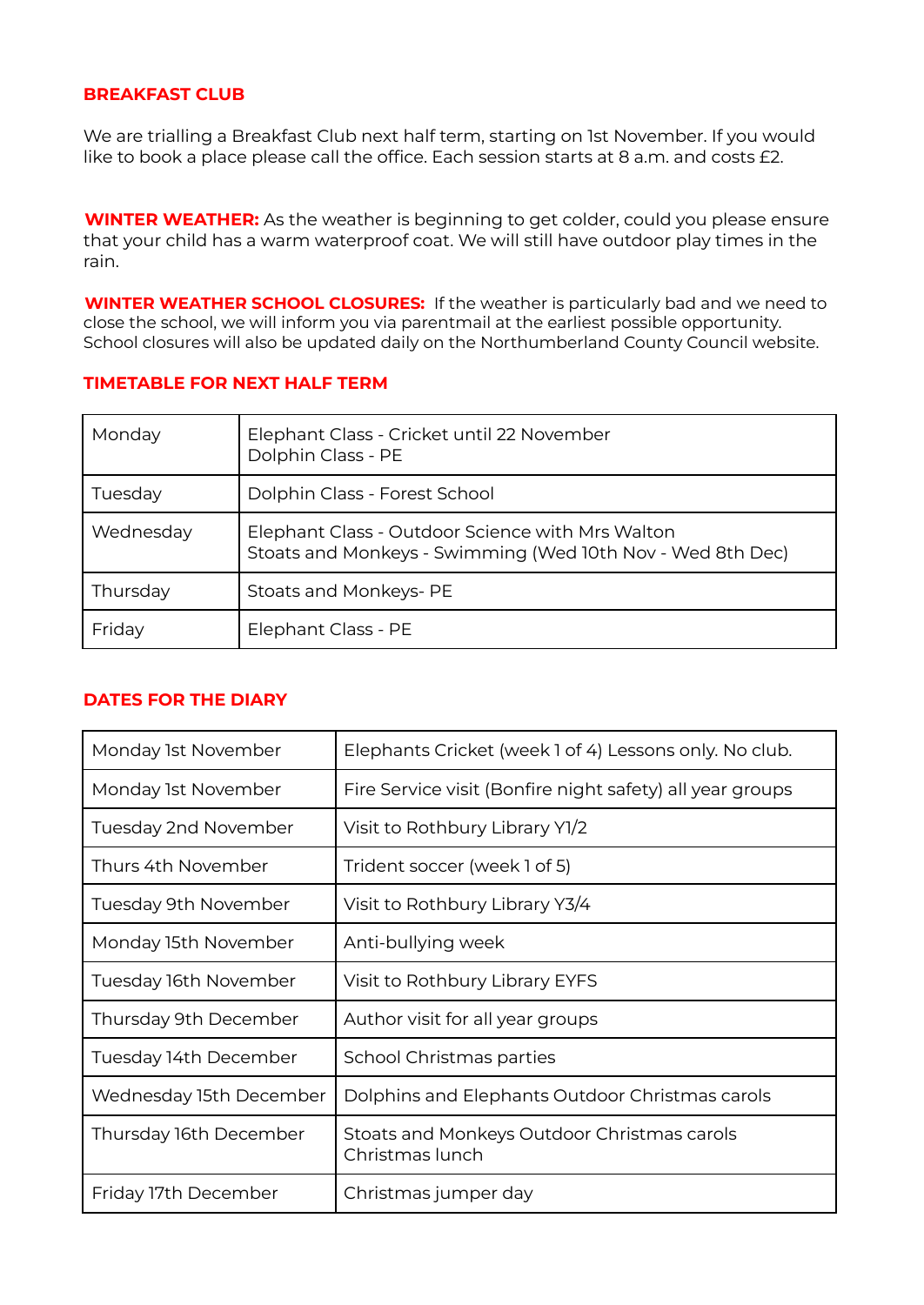## BREAKFAST CLUB

We are trialling a Breakfast Club next half term, starting on 1st November. If you would like to book a place please call the office. Each session starts at 8 a.m. and costs £2.

**WINTER WEATHER:** As the weather is beginning to get colder, could you please ensure that your child has a warm waterproof coat. We will still have outdoor play times in the rain.

**WINTER WEATHER SCHOOL CLOSURES:** If the weather is particularly bad and we need to close the school, we will inform you via parentmail at the earliest possible opportunity. School closures will also be updated daily on the Northumberland County Council website.

## TIMETABLE FOR NEXT HALF TERM

| | |
|---|---|
| Monday | Elephant Class - Cricket until 22 November<br>Dolphin Class - PE |
| Tuesday | Dolphin Class - Forest School |
| Wednesday | Elephant Class - Outdoor Science with Mrs Walton<br>Stoats and Monkeys - Swimming (Wed 10th Nov - Wed 8th Dec) |
| Thursday | Stoats and Monkeys- PE |
| Friday | Elephant Class - PE |

## DATES FOR THE DIARY

| | |
|---|---|
| Monday 1st November | Elephants Cricket (week 1 of 4) Lessons only. No club. |
| Monday 1st November | Fire Service visit (Bonfire night safety) all year groups |
| Tuesday 2nd November | Visit to Rothbury Library Y1/2 |
| Thurs 4th November | Trident soccer (week 1 of 5) |
| Tuesday 9th November | Visit to Rothbury Library Y3/4 |
| Monday 15th November | Anti-bullying week |
| Tuesday 16th November | Visit to Rothbury Library EYFS |
| Thursday 9th December | Author visit for all year groups |
| Tuesday 14th December | School Christmas parties |
| Wednesday 15th December | Dolphins and Elephants Outdoor Christmas carols |
| Thursday 16th December | Stoats and Monkeys Outdoor Christmas carols<br>Christmas lunch |
| Friday 17th December | Christmas jumper day |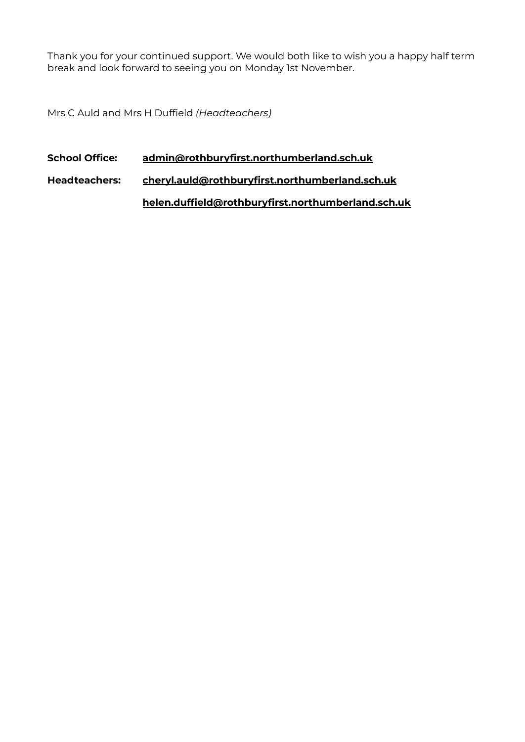Thank you for your continued support. We would both like to wish you a happy half term break and look forward to seeing you on Monday 1st November.

Mrs C Auld and Mrs H Duffield *(Headteachers)*

**School Office:** **admin@rothburyfirst.northumberland.sch.uk**

**Headteachers:** **cheryl.auld@rothburyfirst.northumberland.sch.uk**

**helen.duffield@rothburyfirst.northumberland.sch.uk**